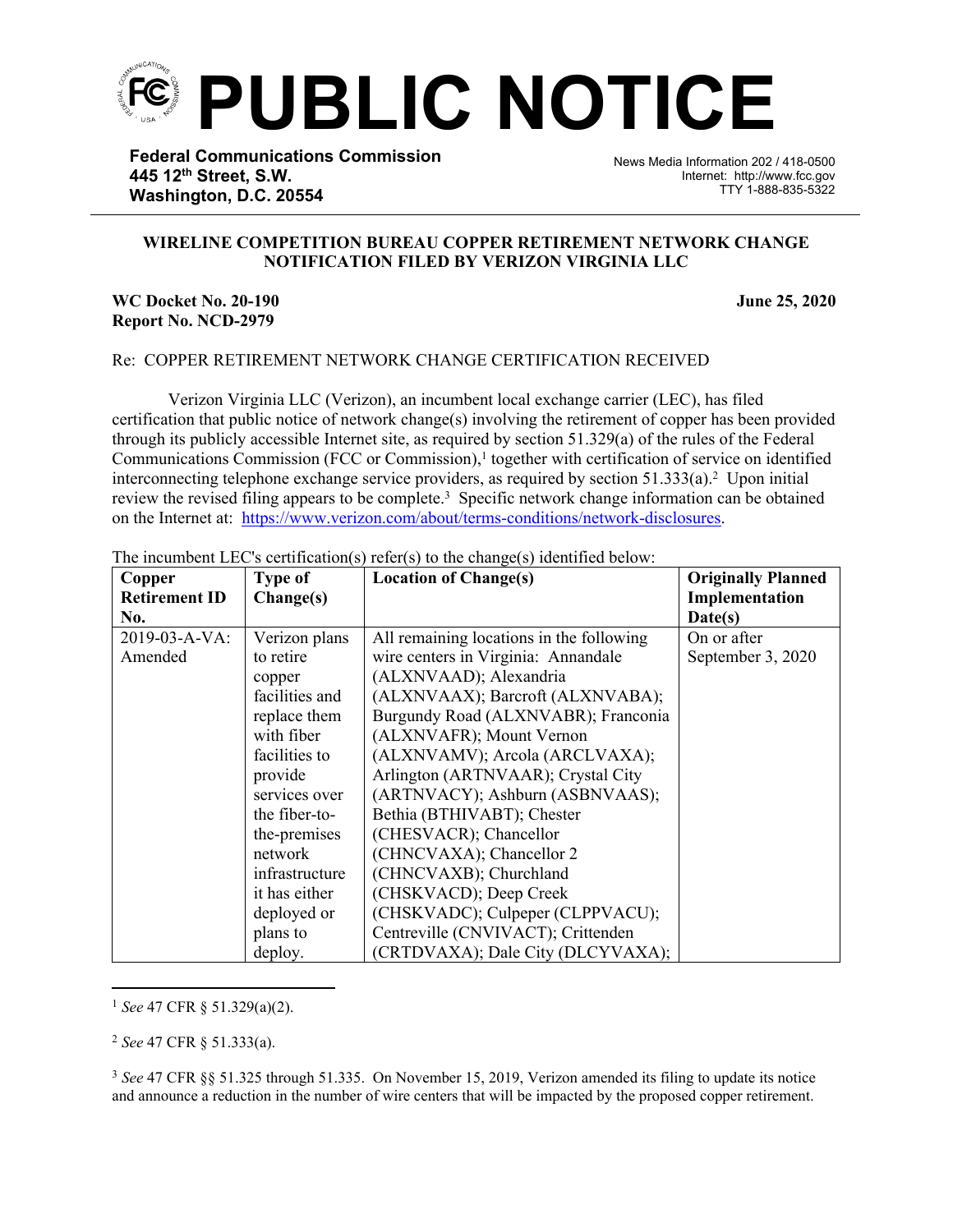# PUBLIC NOTICE

**Federal Communications Commission**
**445 12th Street, S.W.**
**Washington, D.C. 20554**

News Media Information 202 / 418-0500
Internet: http://www.fcc.gov
TTY 1-888-835-5322

**WIRELINE COMPETITION BUREAU COPPER RETIREMENT NETWORK CHANGE NOTIFICATION FILED BY VERIZON VIRGINIA LLC**

**WC Docket No. 20-190**
**Report No. NCD-2979**

**June 25, 2020**

Re: COPPER RETIREMENT NETWORK CHANGE CERTIFICATION RECEIVED

Verizon Virginia LLC (Verizon), an incumbent local exchange carrier (LEC), has filed certification that public notice of network change(s) involving the retirement of copper has been provided through its publicly accessible Internet site, as required by section 51.329(a) of the rules of the Federal Communications Commission (FCC or Commission),[1] together with certification of service on identified interconnecting telephone exchange service providers, as required by section 51.333(a).[2] Upon initial review the revised filing appears to be complete.[3] Specific network change information can be obtained on the Internet at: https://www.verizon.com/about/terms-conditions/network-disclosures.

The incumbent LEC's certification(s) refer(s) to the change(s) identified below:

| Copper Retirement ID No. | Type of Change(s) | Location of Change(s) | Originally Planned Implementation Date(s) |
|---|---|---|---|
| 2019-03-A-VA: Amended | Verizon plans to retire copper facilities and replace them with fiber facilities to provide services over the fiber-to-the-premises network infrastructure it has either deployed or plans to deploy. | All remaining locations in the following wire centers in Virginia: Annandale (ALXNVAAD); Alexandria (ALXNVAAX); Barcroft (ALXNVABA); Burgundy Road (ALXNVABR); Franconia (ALXNVAFR); Mount Vernon (ALXNVAMV); Arcola (ARCLVAXA); Arlington (ARTNVAAR); Crystal City (ARTNVACY); Ashburn (ASBNVAAS); Bethia (BTHIVABT); Chester (CHESVACR); Chancellor (CHNCVAXA); Chancellor 2 (CHNCVAXB); Churchland (CHSKVACD); Deep Creek (CHSKVADC); Culpeper (CLPPVACU); Centreville (CNVIVACT); Crittenden (CRTDVAXA); Dale City (DLCYVAXA); | On or after September 3, 2020 |

[1] *See* 47 CFR § 51.329(a)(2).

[2] *See* 47 CFR § 51.333(a).

[3] *See* 47 CFR §§ 51.325 through 51.335. On November 15, 2019, Verizon amended its filing to update its notice and announce a reduction in the number of wire centers that will be impacted by the proposed copper retirement.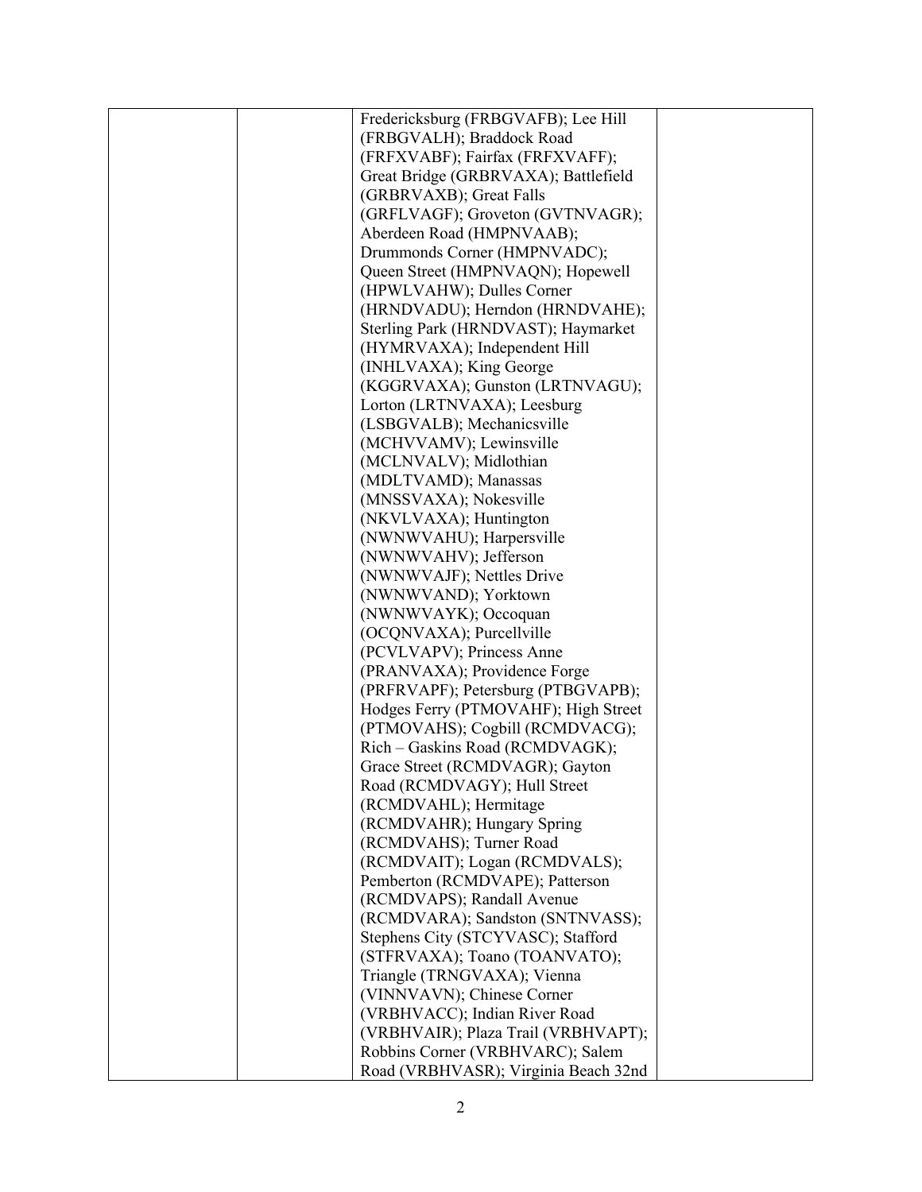|  |  | Fredericksburg (FRBGVAFB); Lee Hill (FRBGVALH); Braddock Road (FRFXVABF); Fairfax (FRFXVAFF); Great Bridge (GRBRVAXA); Battlefield (GRBRVAXB); Great Falls (GRFLVAGF); Groveton (GVTNVAGR); Aberdeen Road (HMPNVAAB); Drummonds Corner (HMPNVADC); Queen Street (HMPNVAQN); Hopewell (HPWLVAHW); Dulles Corner (HRNDVADU); Herndon (HRNDVAHE); Sterling Park (HRNDVAST); Haymarket (HYMRVAXA); Independent Hill (INHLVAXA); King George (KGGRVAXA); Gunston (LRTNVAGU); Lorton (LRTNVAXA); Leesburg (LSBGVALB); Mechanicsville (MCHVVAMV); Lewinsville (MCLNVALV); Midlothian (MDLTVAMD); Manassas (MNSSVAXA); Nokesville (NKVLVAXA); Huntington (NWNWVAHU); Harpersville (NWNWVAHV); Jefferson (NWNWVAJF); Nettles Drive (NWNWVAND); Yorktown (NWNWVAYK); Occoquan (OCQNVAXA); Purcellville (PCVLVAPV); Princess Anne (PRANVAXA); Providence Forge (PRFRVAPF); Petersburg (PTBGVAPB); Hodges Ferry (PTMOVAHF); High Street (PTMOVAHS); Cogbill (RCMDVACG); Rich – Gaskins Road (RCMDVAGK); Grace Street (RCMDVAGR); Gayton Road (RCMDVAGY); Hull Street (RCMDVAHL); Hermitage (RCMDVAHR); Hungary Spring (RCMDVAHS); Turner Road (RCMDVAIT); Logan (RCMDVALS); Pemberton (RCMDVAPE); Patterson (RCMDVAPS); Randall Avenue (RCMDVARA); Sandston (SNTNVASS); Stephens City (STCYVASC); Stafford (STFRVAXA); Toano (TOANVATO); Triangle (TRNGVAXA); Vienna (VINNVAVN); Chinese Corner (VRBHVACC); Indian River Road (VRBHVAIR); Plaza Trail (VRBHVAPT); Robbins Corner (VRBHVARC); Salem Road (VRBHVASR); Virginia Beach 32nd |  |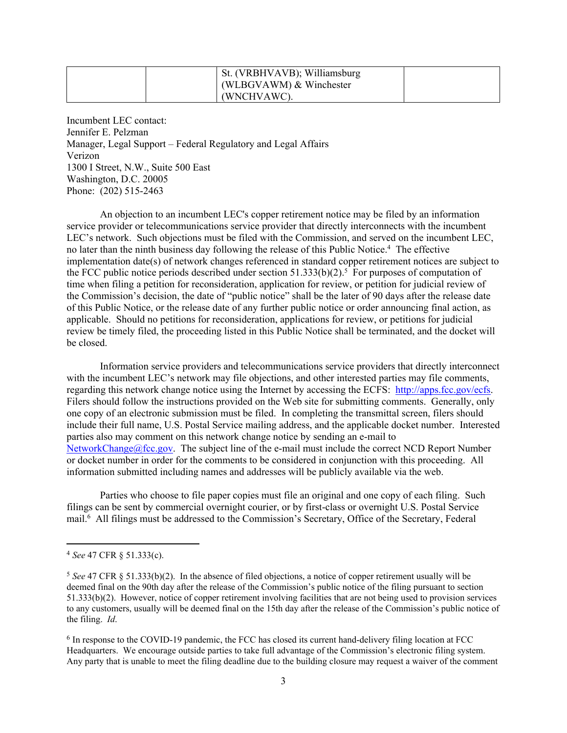|  |  | St. (VRBHVAVB); Williamsburg (WLBGVAWM) & Winchester (WNCHVAWC). |  |
|---|---|---|---|

Incumbent LEC contact:
Jennifer E. Pelzman
Manager, Legal Support – Federal Regulatory and Legal Affairs
Verizon
1300 I Street, N.W., Suite 500 East
Washington, D.C. 20005
Phone: (202) 515-2463

An objection to an incumbent LEC's copper retirement notice may be filed by an information service provider or telecommunications service provider that directly interconnects with the incumbent LEC's network. Such objections must be filed with the Commission, and served on the incumbent LEC, no later than the ninth business day following the release of this Public Notice.[4] The effective implementation date(s) of network changes referenced in standard copper retirement notices are subject to the FCC public notice periods described under section 51.333(b)(2).[5] For purposes of computation of time when filing a petition for reconsideration, application for review, or petition for judicial review of the Commission's decision, the date of "public notice" shall be the later of 90 days after the release date of this Public Notice, or the release date of any further public notice or order announcing final action, as applicable. Should no petitions for reconsideration, applications for review, or petitions for judicial review be timely filed, the proceeding listed in this Public Notice shall be terminated, and the docket will be closed.

Information service providers and telecommunications service providers that directly interconnect with the incumbent LEC's network may file objections, and other interested parties may file comments, regarding this network change notice using the Internet by accessing the ECFS: http://apps.fcc.gov/ecfs. Filers should follow the instructions provided on the Web site for submitting comments. Generally, only one copy of an electronic submission must be filed. In completing the transmittal screen, filers should include their full name, U.S. Postal Service mailing address, and the applicable docket number. Interested parties also may comment on this network change notice by sending an e-mail to NetworkChange@fcc.gov. The subject line of the e-mail must include the correct NCD Report Number or docket number in order for the comments to be considered in conjunction with this proceeding. All information submitted including names and addresses will be publicly available via the web.

Parties who choose to file paper copies must file an original and one copy of each filing. Such filings can be sent by commercial overnight courier, or by first-class or overnight U.S. Postal Service mail.[6] All filings must be addressed to the Commission's Secretary, Office of the Secretary, Federal

---

[4] *See* 47 CFR § 51.333(c).

[5] *See* 47 CFR § 51.333(b)(2). In the absence of filed objections, a notice of copper retirement usually will be deemed final on the 90th day after the release of the Commission's public notice of the filing pursuant to section 51.333(b)(2). However, notice of copper retirement involving facilities that are not being used to provision services to any customers, usually will be deemed final on the 15th day after the release of the Commission's public notice of the filing. *Id*.

[6] In response to the COVID-19 pandemic, the FCC has closed its current hand-delivery filing location at FCC Headquarters. We encourage outside parties to take full advantage of the Commission's electronic filing system. Any party that is unable to meet the filing deadline due to the building closure may request a waiver of the comment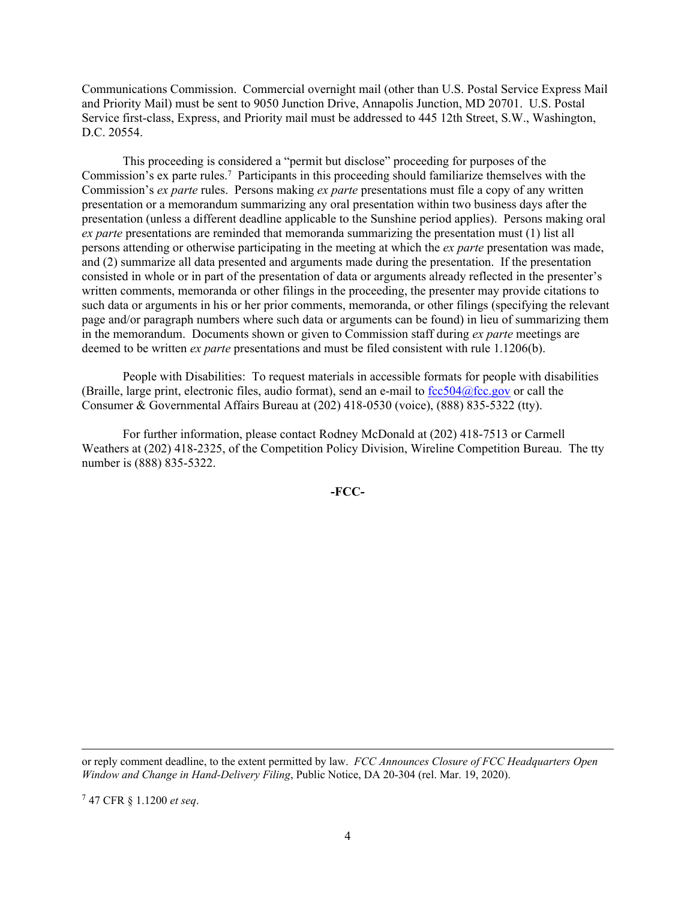Communications Commission. Commercial overnight mail (other than U.S. Postal Service Express Mail and Priority Mail) must be sent to 9050 Junction Drive, Annapolis Junction, MD 20701. U.S. Postal Service first-class, Express, and Priority mail must be addressed to 445 12th Street, S.W., Washington, D.C. 20554.

This proceeding is considered a "permit but disclose" proceeding for purposes of the Commission's ex parte rules.[7] Participants in this proceeding should familiarize themselves with the Commission's *ex parte* rules. Persons making *ex parte* presentations must file a copy of any written presentation or a memorandum summarizing any oral presentation within two business days after the presentation (unless a different deadline applicable to the Sunshine period applies). Persons making oral *ex parte* presentations are reminded that memoranda summarizing the presentation must (1) list all persons attending or otherwise participating in the meeting at which the *ex parte* presentation was made, and (2) summarize all data presented and arguments made during the presentation. If the presentation consisted in whole or in part of the presentation of data or arguments already reflected in the presenter's written comments, memoranda or other filings in the proceeding, the presenter may provide citations to such data or arguments in his or her prior comments, memoranda, or other filings (specifying the relevant page and/or paragraph numbers where such data or arguments can be found) in lieu of summarizing them in the memorandum. Documents shown or given to Commission staff during *ex parte* meetings are deemed to be written *ex parte* presentations and must be filed consistent with rule 1.1206(b).

People with Disabilities: To request materials in accessible formats for people with disabilities (Braille, large print, electronic files, audio format), send an e-mail to fcc504@fcc.gov or call the Consumer & Governmental Affairs Bureau at (202) 418-0530 (voice), (888) 835-5322 (tty).

For further information, please contact Rodney McDonald at (202) 418-7513 or Carmell Weathers at (202) 418-2325, of the Competition Policy Division, Wireline Competition Bureau. The tty number is (888) 835-5322.

**-FCC-**

---

or reply comment deadline, to the extent permitted by law. *FCC Announces Closure of FCC Headquarters Open Window and Change in Hand-Delivery Filing*, Public Notice, DA 20-304 (rel. Mar. 19, 2020).

[7] 47 CFR § 1.1200 *et seq*.